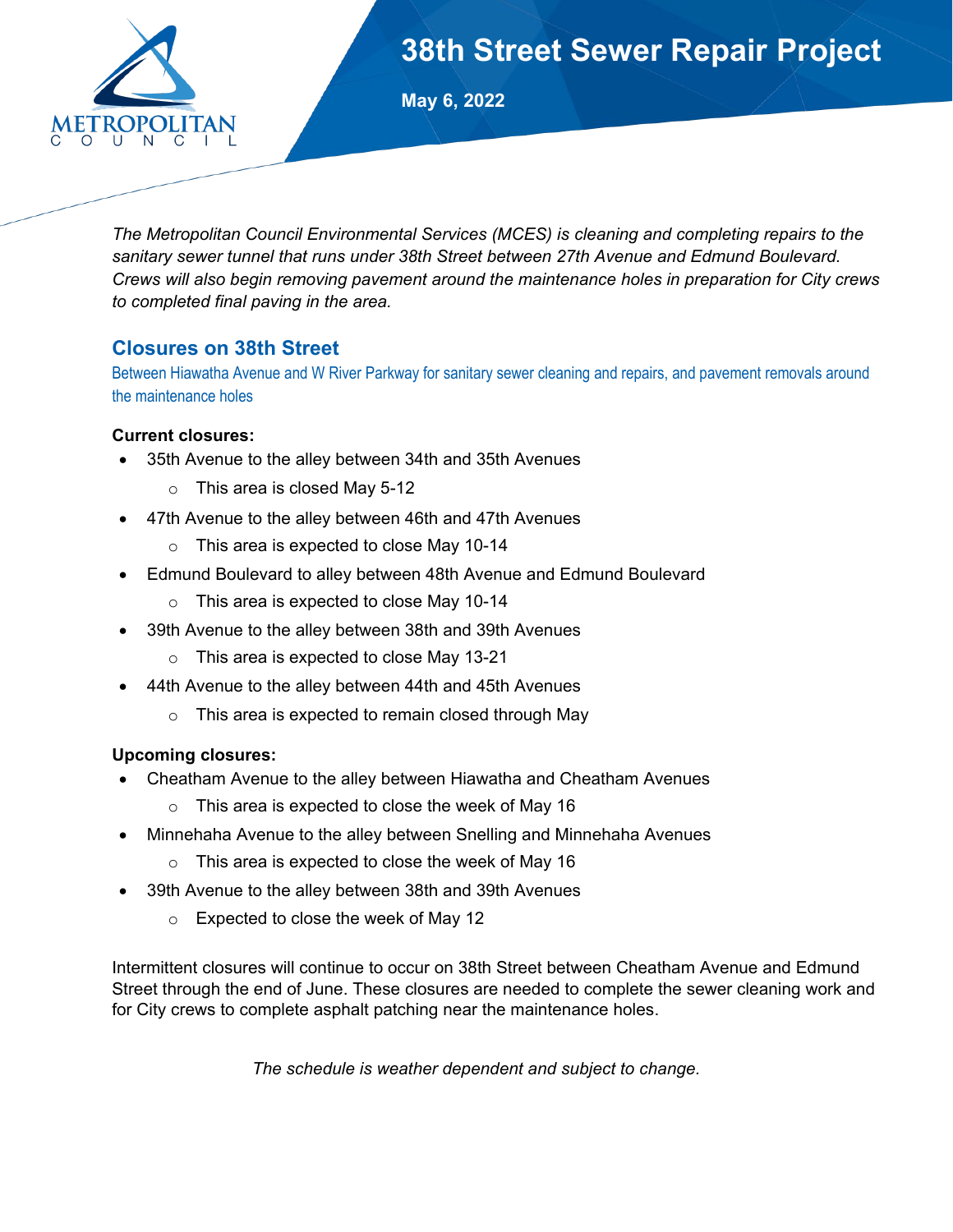# 38th Street Sewer Repair Project

**May 6, 2022**

*The Metropolitan Council Environmental Services (MCES) is cleaning and completing repairs to the sanitary sewer tunnel that runs under 38th Street between 27th Avenue and Edmund Boulevard. Crews will also begin removing pavement around the maintenance holes in preparation for City crews to completed final paving in the area.*

## Closures on 38th Street

Between Hiawatha Avenue and W River Parkway for sanitary sewer cleaning and repairs, and pavement removals around the maintenance holes

**Current closures:**

- 35th Avenue to the alley between 34th and 35th Avenues
  - This area is closed May 5-12
- 47th Avenue to the alley between 46th and 47th Avenues
  - This area is expected to close May 10-14
- Edmund Boulevard to alley between 48th Avenue and Edmund Boulevard
  - This area is expected to close May 10-14
- 39th Avenue to the alley between 38th and 39th Avenues
  - This area is expected to close May 13-21
- 44th Avenue to the alley between 44th and 45th Avenues
  - This area is expected to remain closed through May

**Upcoming closures:**

- Cheatham Avenue to the alley between Hiawatha and Cheatham Avenues
  - This area is expected to close the week of May 16
- Minnehaha Avenue to the alley between Snelling and Minnehaha Avenues
  - This area is expected to close the week of May 16
- 39th Avenue to the alley between 38th and 39th Avenues
  - Expected to close the week of May 12

Intermittent closures will continue to occur on 38th Street between Cheatham Avenue and Edmund Street through the end of June. These closures are needed to complete the sewer cleaning work and for City crews to complete asphalt patching near the maintenance holes.

*The schedule is weather dependent and subject to change.*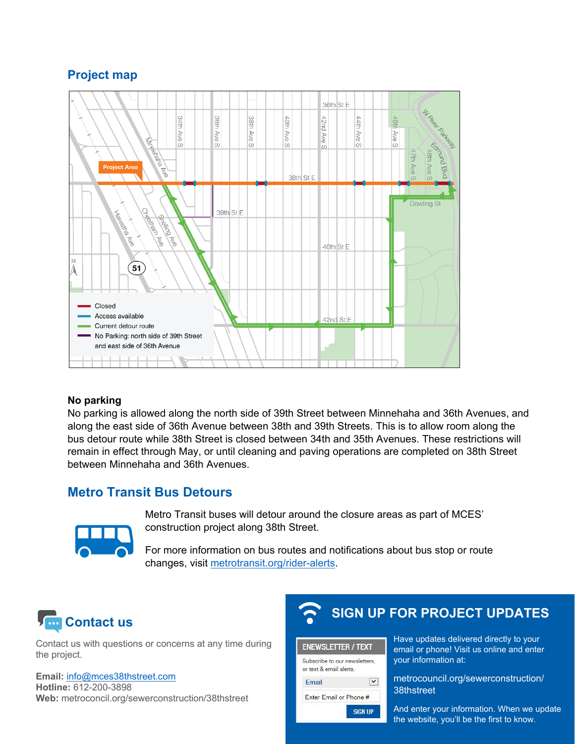## Project map

Project Area

36th St E

34th Ave S

36th Ave S

38th Ave S

40th Ave S

42nd Ave S

44th Ave S

46th Ave S

47th Ave S

48th Ave S

W River Parkway

Edmund Blvd

Minnehaha Ave

38th St E

39th St E

Dowling St

40th St E

42nd St E

Hiawatha Ave

Cheatham Ave

Snelling Ave

51

N

Closed

Access available

Current detour route

No Parking: north side of 39th Street and east side of 36th Avenue

**No parking**

No parking is allowed along the north side of 39th Street between Minnehaha and 36th Avenues, and along the east side of 36th Avenue between 38th and 39th Streets. This is to allow room along the bus detour route while 38th Street is closed between 34th and 35th Avenues. These restrictions will remain in effect through May, or until cleaning and paving operations are completed on 38th Street between Minnehaha and 36th Avenues.

## Metro Transit Bus Detours

Metro Transit buses will detour around the closure areas as part of MCES' construction project along 38th Street.

For more information on bus routes and notifications about bus stop or route changes, visit [metrotransit.org/rider-alerts](metrotransit.org/rider-alerts).

## Contact us

Contact us with questions or concerns at any time during the project.

**Email:** [info@mces38thstreet.com](mailto:info@mces38thstreet.com)
**Hotline:** 612-200-3898
**Web:** metroconcil.org/sewerconstruction/38thstreet

## SIGN UP FOR PROJECT UPDATES

ENEWSLETTER / TEXT

Subscribe to our newsletters, or text & email alerts.

Email

Enter Email or Phone #

SIGN UP

Have updates delivered directly to your email or phone! Visit us online and enter your information at:

metrocouncil.org/sewerconstruction/38thstreet

And enter your information. When we update the website, you'll be the first to know.